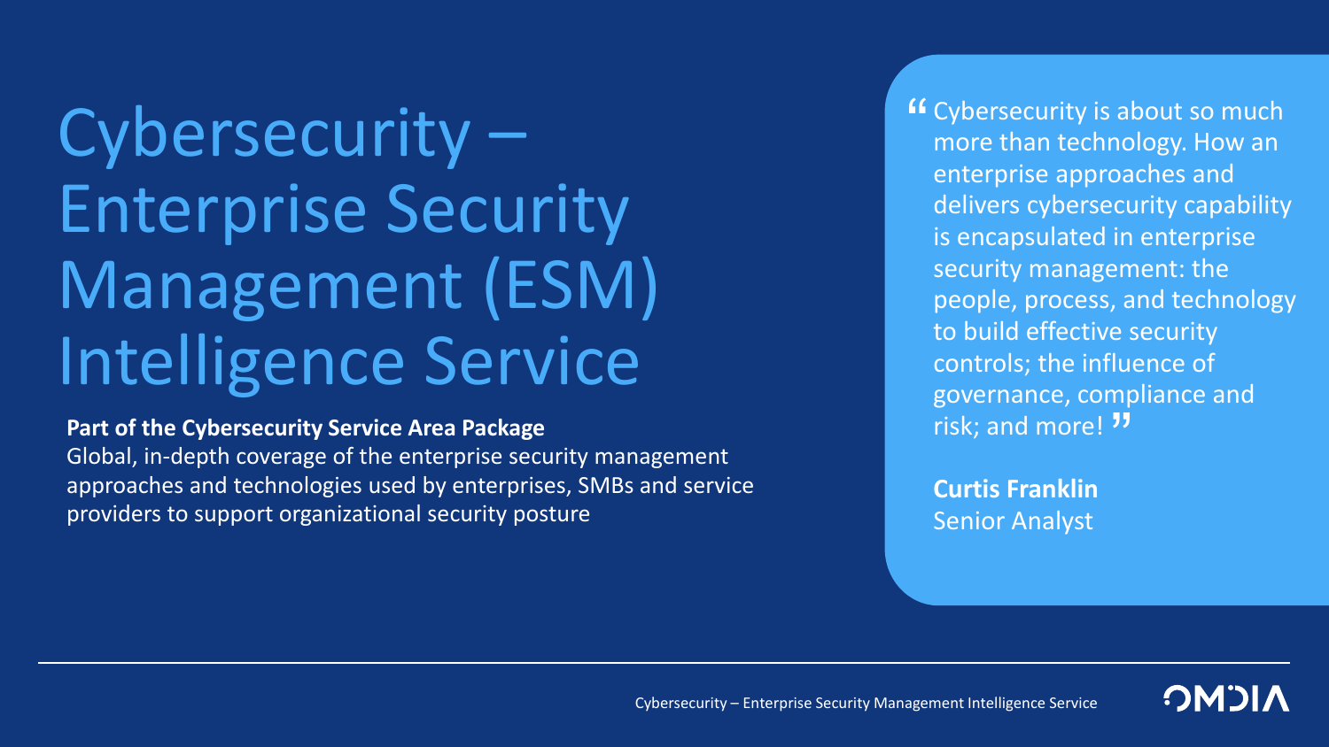# Cybersecurity – Enterprise Security Management (ESM) Intelligence Service

**Part of the Cybersecurity Service Area Package**

Global, in-depth coverage of the enterprise security management approaches and technologies used by enterprises, SMBs and service providers to support organizational security posture

> "Cybersecurity is about so much more than technology. How an enterprise approaches and delivers cybersecurity capability is encapsulated in enterprise security management: the people, process, and technology to build effective security controls; the influence of governance, compliance and risk; and more!"

**Curtis Franklin**
Senior Analyst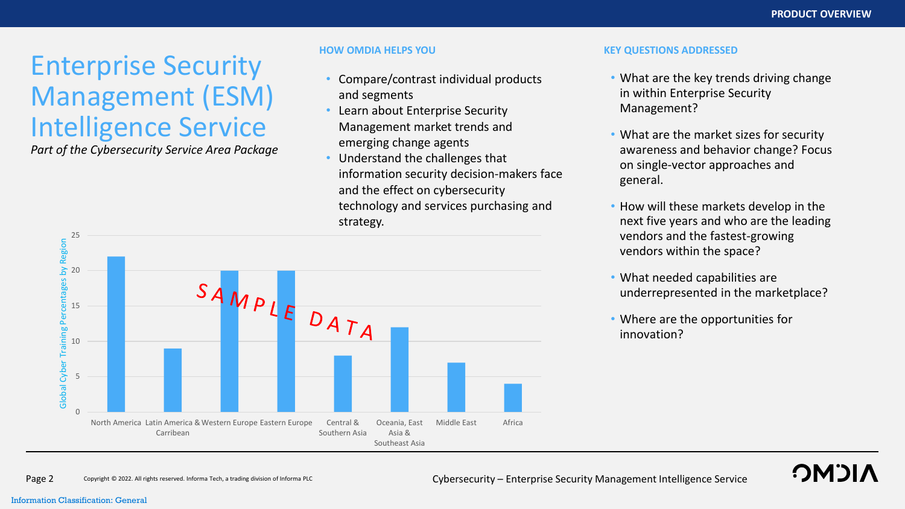PRODUCT OVERVIEW

# Enterprise Security Management (ESM) Intelligence Service

*Part of the Cybersecurity Service Area Package*

## HOW OMDIA HELPS YOU

- Compare/contrast individual products and segments
- Learn about Enterprise Security Management market trends and emerging change agents
- Understand the challenges that information security decision-makers face and the effect on cybersecurity technology and services purchasing and strategy.

Global Cyber Training Percentages by Region

25
20
15
10
5
0

North America
Latin America & Carribean
Western Europe
Eastern Europe
Central & Southern Asia
Oceania, East Asia & Southeast Asia
Middle East
Africa

SAMPLE DATA

## KEY QUESTIONS ADDRESSED

- What are the key trends driving change in within Enterprise Security Management?
- What are the market sizes for security awareness and behavior change? Focus on single-vector approaches and general.
- How will these markets develop in the next five years and who are the leading vendors and the fastest-growing vendors within the space?
- What needed capabilities are underrepresented in the marketplace?
- Where are the opportunities for innovation?

Copyright © 2022. All rights reserved. Informa Tech, a trading division of Informa PLC

Cybersecurity – Enterprise Security Management Intelligence Service

OMDIA

Information Classification: General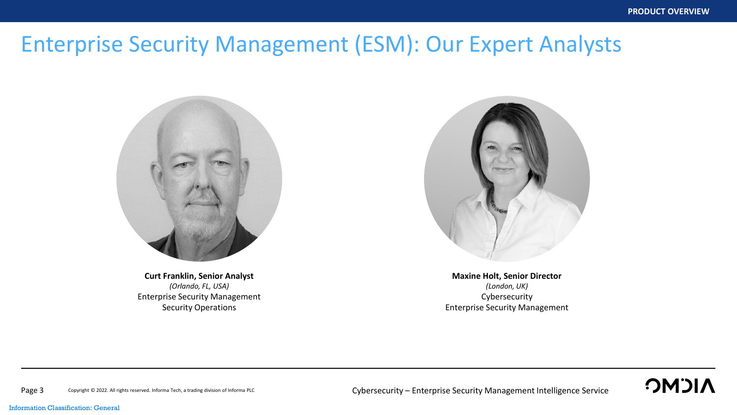# Enterprise Security Management (ESM): Our Expert Analysts

**Curt Franklin, Senior Analyst**
*(Orlando, FL, USA)*
Enterprise Security Management
Security Operations

**Maxine Holt, Senior Director**
*(London, UK)*
Cybersecurity
Enterprise Security Management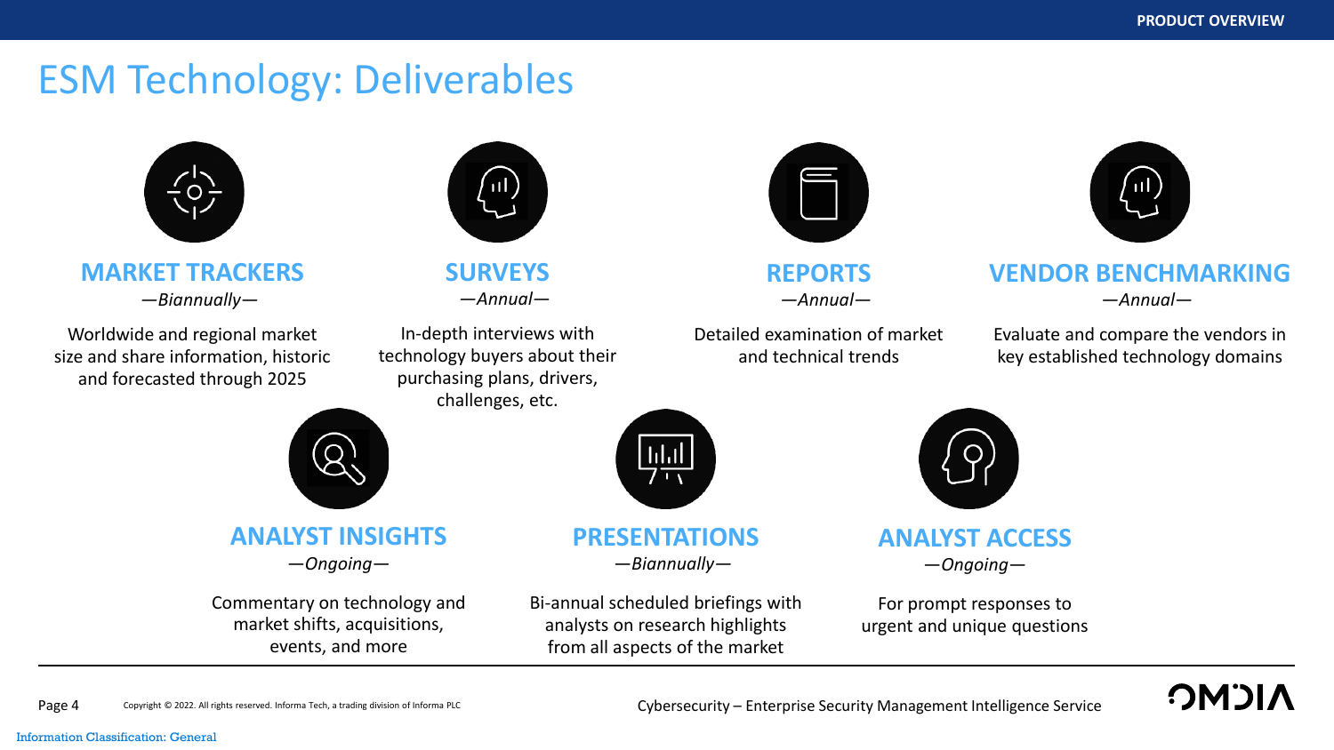# ESM Technology: Deliverables

### MARKET TRACKERS

*—Biannually—*

Worldwide and regional market size and share information, historic and forecasted through 2025

### SURVEYS

*—Annual—*

In-depth interviews with technology buyers about their purchasing plans, drivers, challenges, etc.

### REPORTS

*—Annual—*

Detailed examination of market and technical trends

### VENDOR BENCHMARKING

*—Annual—*

Evaluate and compare the vendors in key established technology domains

### ANALYST INSIGHTS

*—Ongoing—*

Commentary on technology and market shifts, acquisitions, events, and more

### PRESENTATIONS

*—Biannually—*

Bi-annual scheduled briefings with analysts on research highlights from all aspects of the market

### ANALYST ACCESS

*—Ongoing—*

For prompt responses to urgent and unique questions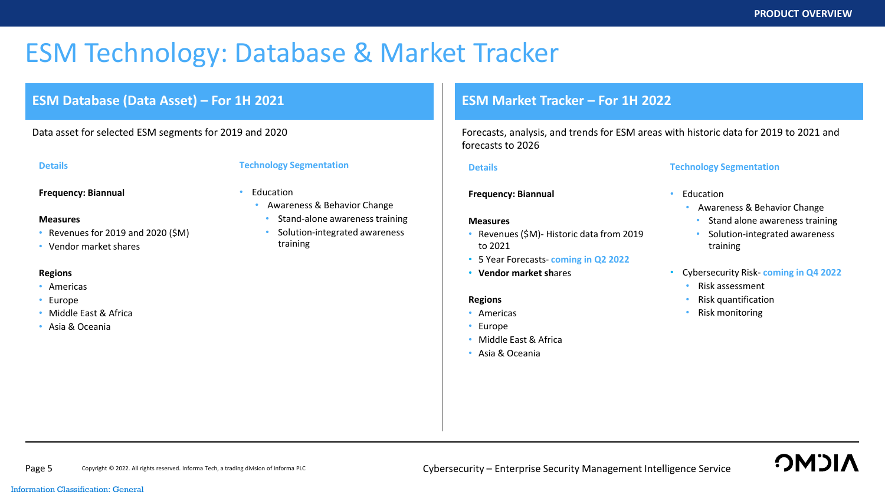# ESM Technology: Database & Market Tracker

## ESM Database (Data Asset) – For 1H 2021

Data asset for selected ESM segments for 2019 and 2020

### Details

**Frequency: Biannual**

**Measures**

- Revenues for 2019 and 2020 ($M)
- Vendor market shares

**Regions**

- Americas
- Europe
- Middle East & Africa
- Asia & Oceania

### Technology Segmentation

- Education
  - Awareness & Behavior Change
    - Stand-alone awareness training
    - Solution-integrated awareness training

## ESM Market Tracker – For 1H 2022

Forecasts, analysis, and trends for ESM areas with historic data for 2019 to 2021 and forecasts to 2026

### Details

**Frequency: Biannual**

**Measures**

- Revenues ($M)- Historic data from 2019 to 2021
- 5 Year Forecasts- **coming in Q2 2022**
- **Vendor market sh**ares

**Regions**

- Americas
- Europe
- Middle East & Africa
- Asia & Oceania

### Technology Segmentation

- Education
  - Awareness & Behavior Change
    - Stand alone awareness training
    - Solution-integrated awareness training
- Cybersecurity Risk- **coming in Q4 2022**
  - Risk assessment
  - Risk quantification
  - Risk monitoring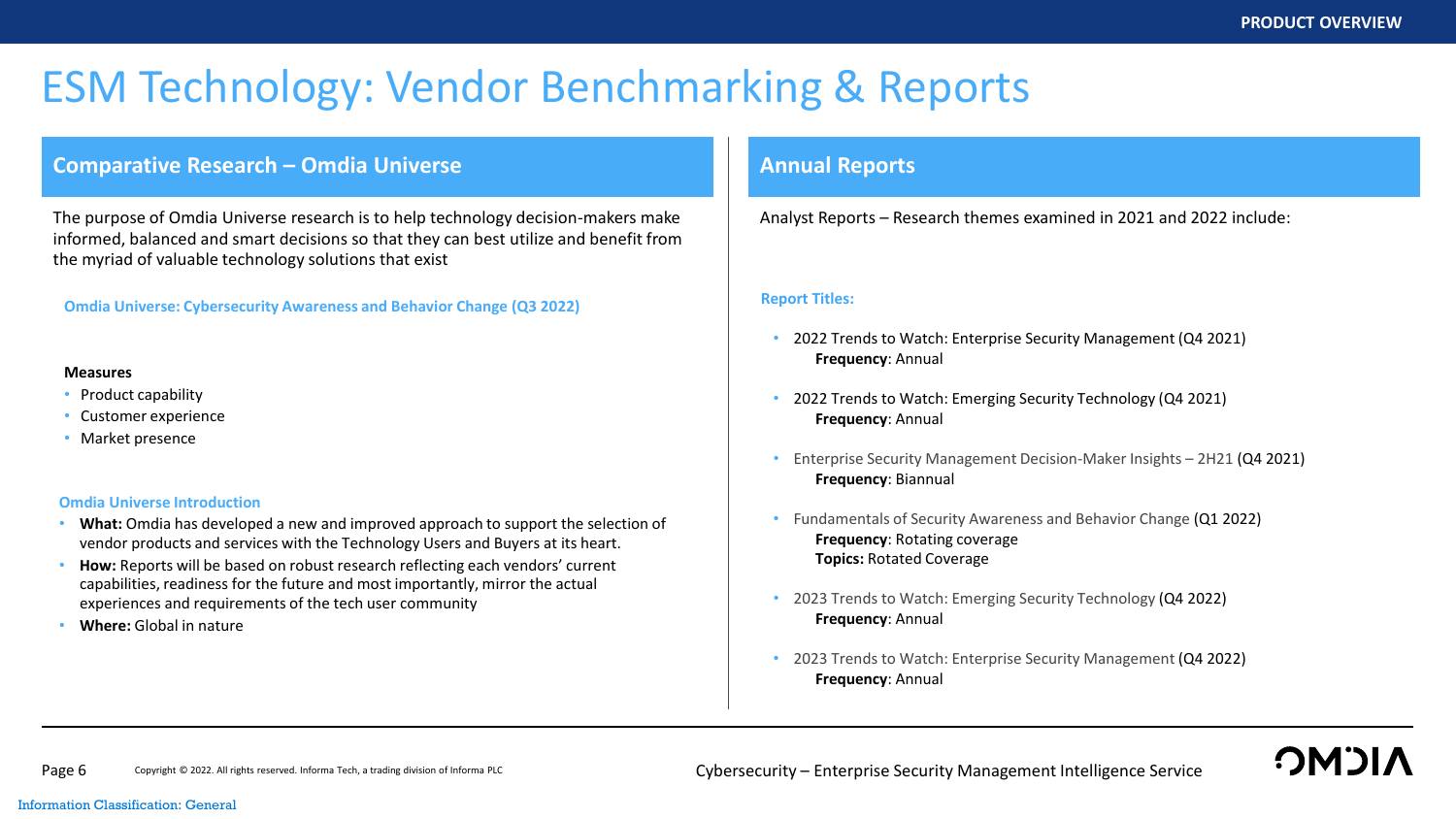# ESM Technology: Vendor Benchmarking & Reports

## Comparative Research – Omdia Universe

The purpose of Omdia Universe research is to help technology decision-makers make informed, balanced and smart decisions so that they can best utilize and benefit from the myriad of valuable technology solutions that exist

**Omdia Universe: Cybersecurity Awareness and Behavior Change (Q3 2022)**

**Measures**

- Product capability
- Customer experience
- Market presence

**Omdia Universe Introduction**

- **What:** Omdia has developed a new and improved approach to support the selection of vendor products and services with the Technology Users and Buyers at its heart.
- **How:** Reports will be based on robust research reflecting each vendors' current capabilities, readiness for the future and most importantly, mirror the actual experiences and requirements of the tech user community
- **Where:** Global in nature

## Annual Reports

Analyst Reports – Research themes examined in 2021 and 2022 include:

**Report Titles:**

- 2022 Trends to Watch: Enterprise Security Management (Q4 2021)
  **Frequency**: Annual
- 2022 Trends to Watch: Emerging Security Technology (Q4 2021)
  **Frequency**: Annual
- Enterprise Security Management Decision-Maker Insights – 2H21 (Q4 2021)
  **Frequency**: Biannual
- Fundamentals of Security Awareness and Behavior Change (Q1 2022)
  **Frequency**: Rotating coverage
  **Topics:** Rotated Coverage
- 2023 Trends to Watch: Emerging Security Technology (Q4 2022)
  **Frequency**: Annual
- 2023 Trends to Watch: Enterprise Security Management (Q4 2022)
  **Frequency**: Annual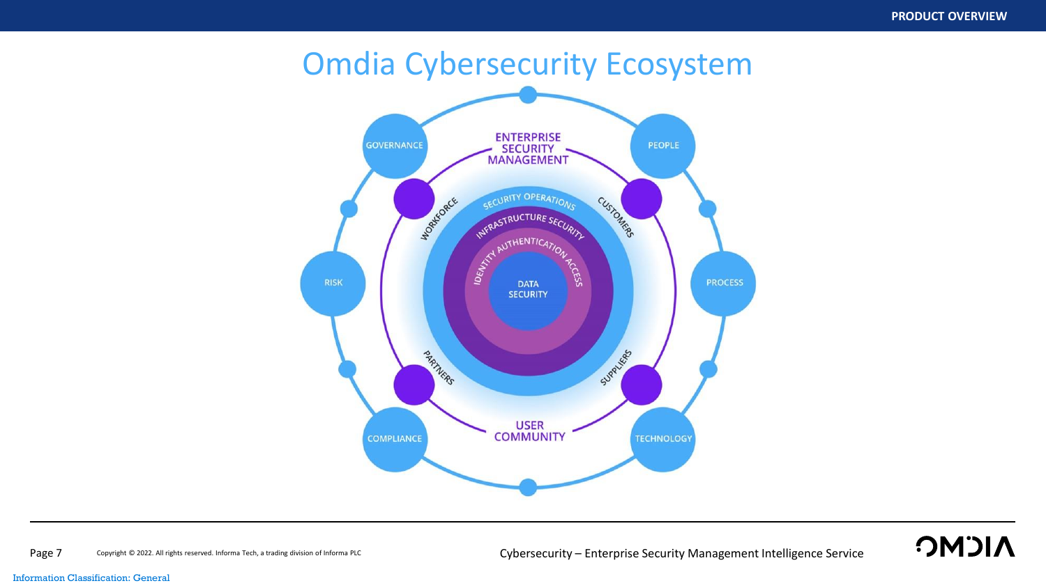# Omdia Cybersecurity Ecosystem

GOVERNANCE

ENTERPRISE SECURITY MANAGEMENT

PEOPLE

WORKFORCE

SECURITY OPERATIONS

CUSTOMERS

INFRASTRUCTURE SECURITY

IDENTITY AUTHENTICATION ACCESS

RISK

DATA SECURITY

PROCESS

PARTNERS

SUPPLIERS

USER COMMUNITY

COMPLIANCE

TECHNOLOGY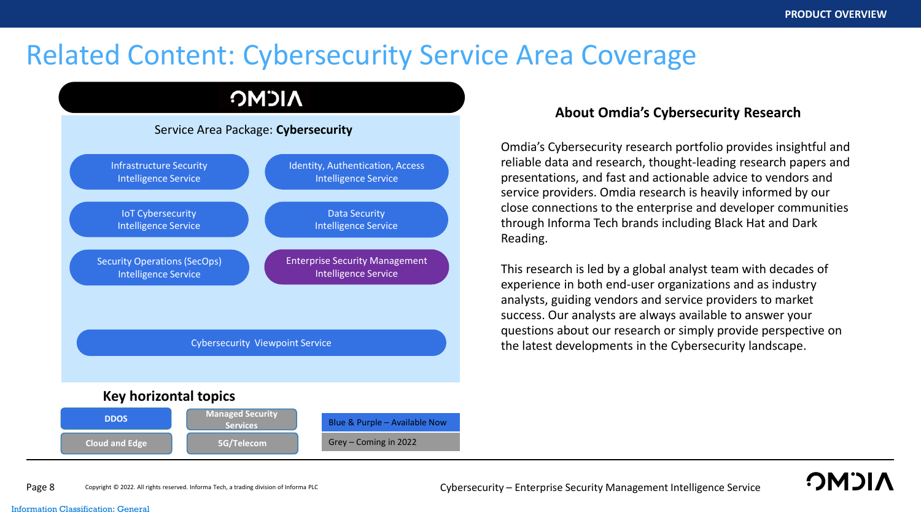# Related Content: Cybersecurity Service Area Coverage

OMDIA

Service Area Package: **Cybersecurity**

- Infrastructure Security Intelligence Service
- Identity, Authentication, Access Intelligence Service
- IoT Cybersecurity Intelligence Service
- Data Security Intelligence Service
- Security Operations (SecOps) Intelligence Service
- Enterprise Security Management Intelligence Service
- Cybersecurity Viewpoint Service

### Key horizontal topics

- DDOS
- Managed Security Services
- Cloud and Edge
- 5G/Telecom

Blue & Purple – Available Now

Grey – Coming in 2022

### About Omdia's Cybersecurity Research

Omdia's Cybersecurity research portfolio provides insightful and reliable data and research, thought-leading research papers and presentations, and fast and actionable advice to vendors and service providers. Omdia research is heavily informed by our close connections to the enterprise and developer communities through Informa Tech brands including Black Hat and Dark Reading.

This research is led by a global analyst team with decades of experience in both end-user organizations and as industry analysts, guiding vendors and service providers to market success. Our analysts are always available to answer your questions about our research or simply provide perspective on the latest developments in the Cybersecurity landscape.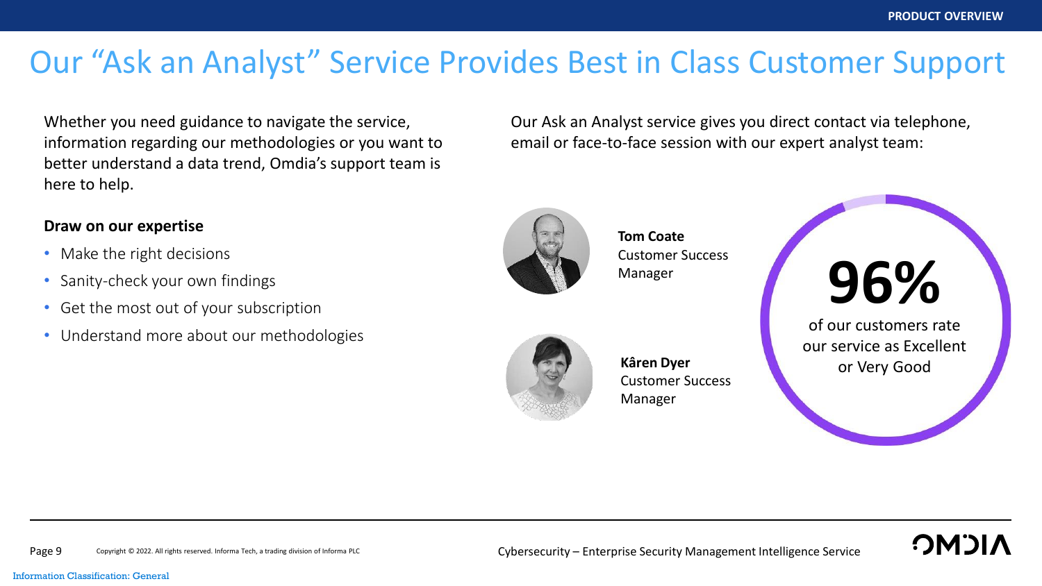# Our "Ask an Analyst" Service Provides Best in Class Customer Support

Whether you need guidance to navigate the service, information regarding our methodologies or you want to better understand a data trend, Omdia's support team is here to help.

**Draw on our expertise**

- Make the right decisions
- Sanity-check your own findings
- Get the most out of your subscription
- Understand more about our methodologies

Our Ask an Analyst service gives you direct contact via telephone, email or face-to-face session with our expert analyst team:

**Tom Coate**
Customer Success Manager

**Kâren Dyer**
Customer Success Manager

**96%**

of our customers rate our service as Excellent or Very Good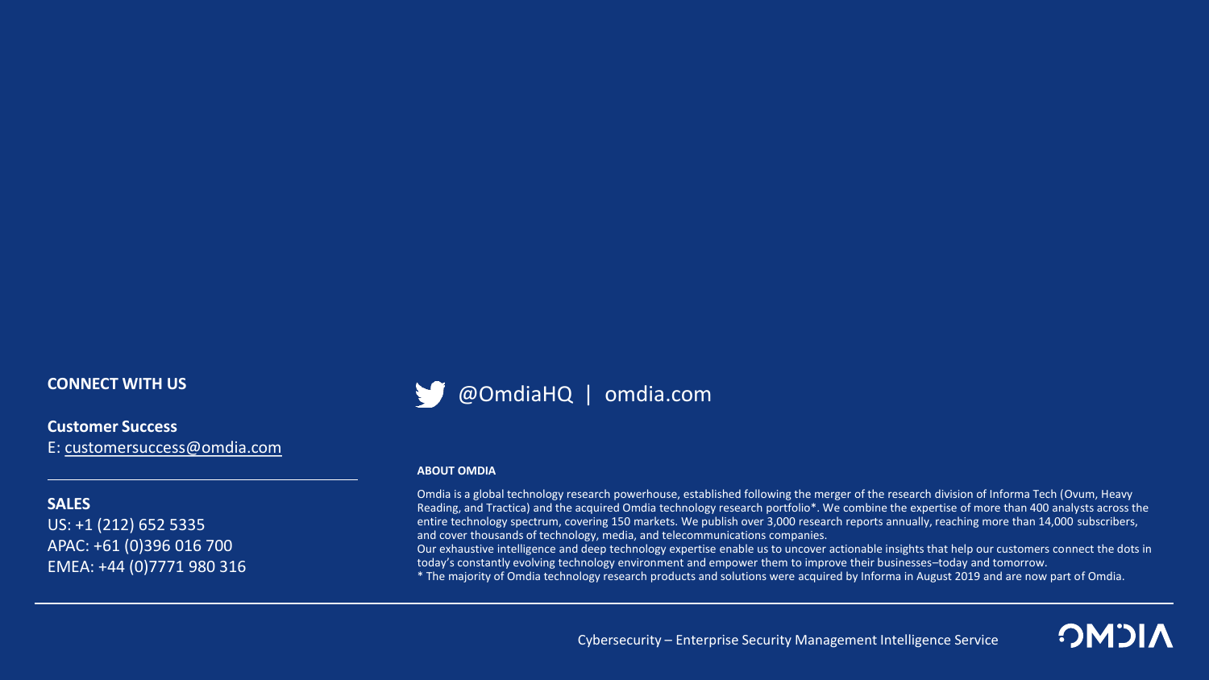**CONNECT WITH US**

@OmdiaHQ | omdia.com

**Customer Success**
E: customersuccess@omdia.com

**SALES**
US: +1 (212) 652 5335
APAC: +61 (0)396 016 700
EMEA: +44 (0)7771 980 316

**ABOUT OMDIA**

Omdia is a global technology research powerhouse, established following the merger of the research division of Informa Tech (Ovum, Heavy Reading, and Tractica) and the acquired Omdia technology research portfolio*. We combine the expertise of more than 400 analysts across the entire technology spectrum, covering 150 markets. We publish over 3,000 research reports annually, reaching more than 14,000 subscribers, and cover thousands of technology, media, and telecommunications companies.

Our exhaustive intelligence and deep technology expertise enable us to uncover actionable insights that help our customers connect the dots in today's constantly evolving technology environment and empower them to improve their businesses–today and tomorrow.

* The majority of Omdia technology research products and solutions were acquired by Informa in August 2019 and are now part of Omdia.